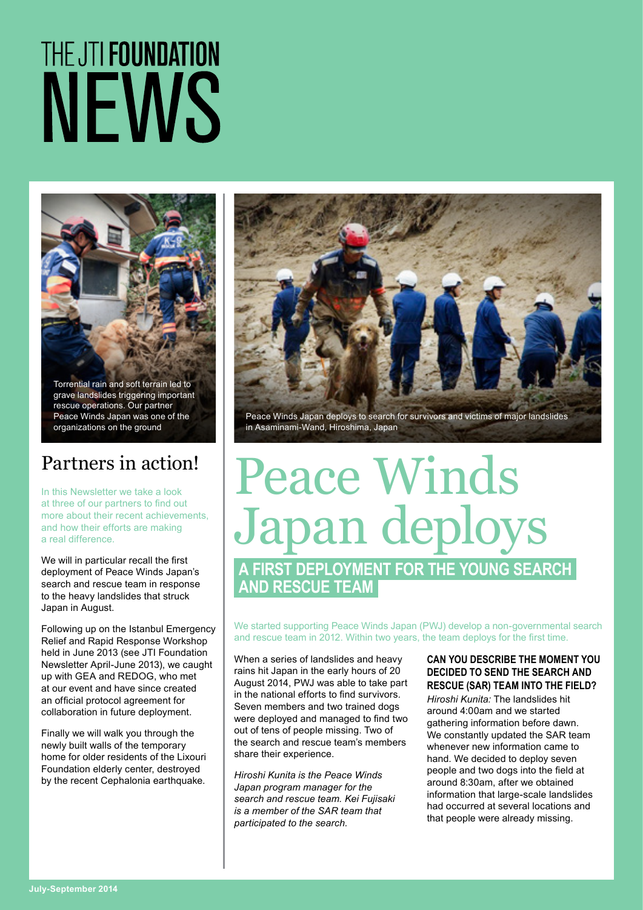# THE JTI FOUNDATION NEWS

Torrential rain and soft terrain led to grave landslides triggering important rescue operations. Our partner Peace Winds Japan was one of the organizations on the ground

Peace Winds Japan deploys to search for survivors and victims of major landslides in Asaminami-Wand, Hiroshima, Japan

## Partners in action!

In this Newsletter we take a look at three of our partners to find out more about their recent achievements, and how their efforts are making a real difference.

We will in particular recall the first deployment of Peace Winds Japan's search and rescue team in response to the heavy landslides that struck Japan in August.

Following up on the Istanbul Emergency Relief and Rapid Response Workshop held in June 2013 (see JTI Foundation Newsletter April-June 2013), we caught up with GEA and REDOG, who met at our event and have since created an official protocol agreement for collaboration in future deployment.

Finally we will walk you through the newly built walls of the temporary home for older residents of the Lixouri Foundation elderly center, destroyed by the recent Cephalonia earthquake.

# Peace Winds Japan deploys

## A FIRST DEPLOYMENT FOR THE YOUNG SEARCH AND RESCUE TEAM

We started supporting Peace Winds Japan (PWJ) develop a non-governmental search and rescue team in 2012. Within two years, the team deploys for the first time.

When a series of landslides and heavy rains hit Japan in the early hours of 20 August 2014, PWJ was able to take part in the national efforts to find survivors. Seven members and two trained dogs were deployed and managed to find two out of tens of people missing. Two of the search and rescue team's members share their experience.

*Hiroshi Kunita is the Peace Winds Japan program manager for the search and rescue team. Kei Fujisaki is a member of the SAR team that participated to the search.*

### CAN YOU DESCRIBE THE MOMENT YOU DECIDED TO SEND THE SEARCH AND RESCUE (SAR) TEAM INTO THE FIELD?

*Hiroshi Kunita:* The landslides hit around 4:00am and we started gathering information before dawn. We constantly updated the SAR team whenever new information came to hand. We decided to deploy seven people and two dogs into the field at around 8:30am, after we obtained information that large-scale landslides had occurred at several locations and that people were already missing.

July-September 2014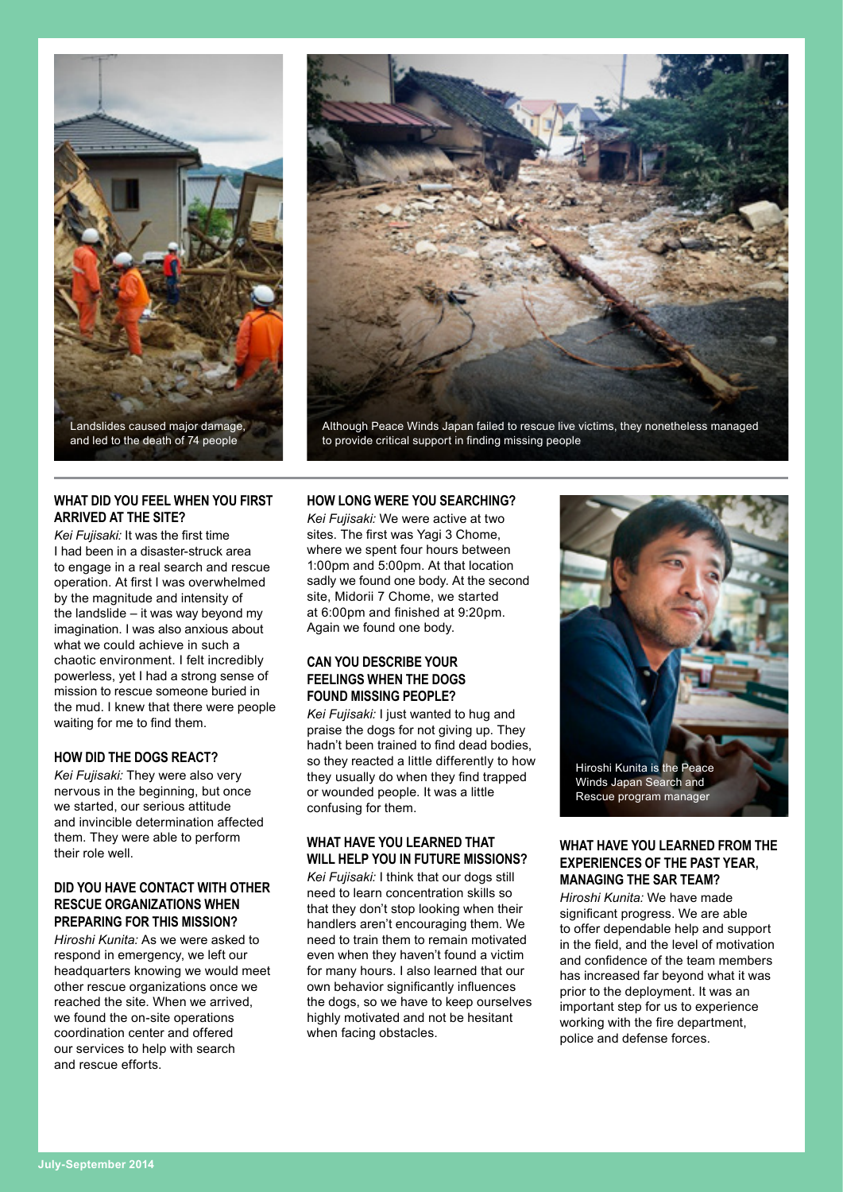Landslides caused major damage, and led to the death of 74 people

Although Peace Winds Japan failed to rescue live victims, they nonetheless managed to provide critical support in finding missing people

#### WHAT DID YOU FEEL WHEN YOU FIRST ARRIVED AT THE SITE?

*Kei Fujisaki:* It was the first time I had been in a disaster-struck area to engage in a real search and rescue operation. At first I was overwhelmed by the magnitude and intensity of the landslide – it was way beyond my imagination. I was also anxious about what we could achieve in such a chaotic environment. I felt incredibly powerless, yet I had a strong sense of mission to rescue someone buried in the mud. I knew that there were people waiting for me to find them.

#### HOW DID THE DOGS REACT?

*Kei Fujisaki:* They were also very nervous in the beginning, but once we started, our serious attitude and invincible determination affected them. They were able to perform their role well.

#### DID YOU HAVE CONTACT WITH OTHER RESCUE ORGANIZATIONS WHEN PREPARING FOR THIS MISSION?

*Hiroshi Kunita:* As we were asked to respond in emergency, we left our headquarters knowing we would meet other rescue organizations once we reached the site. When we arrived, we found the on-site operations coordination center and offered our services to help with search and rescue efforts.

#### HOW LONG WERE YOU SEARCHING?

*Kei Fujisaki:* We were active at two sites. The first was Yagi 3 Chome, where we spent four hours between 1:00pm and 5:00pm. At that location sadly we found one body. At the second site, Midorii 7 Chome, we started at 6:00pm and finished at 9:20pm. Again we found one body.

#### CAN YOU DESCRIBE YOUR FEELINGS WHEN THE DOGS FOUND MISSING PEOPLE?

*Kei Fujisaki:* I just wanted to hug and praise the dogs for not giving up. They hadn't been trained to find dead bodies, so they reacted a little differently to how they usually do when they find trapped or wounded people. It was a little confusing for them.

#### WHAT HAVE YOU LEARNED THAT WILL HELP YOU IN FUTURE MISSIONS?

*Kei Fujisaki:* I think that our dogs still need to learn concentration skills so that they don't stop looking when their handlers aren't encouraging them. We need to train them to remain motivated even when they haven't found a victim for many hours. I also learned that our own behavior significantly influences the dogs, so we have to keep ourselves highly motivated and not be hesitant when facing obstacles.

Hiroshi Kunita is the Peace Winds Japan Search and Rescue program manager

#### WHAT HAVE YOU LEARNED FROM THE EXPERIENCES OF THE PAST YEAR, MANAGING THE SAR TEAM?

*Hiroshi Kunita:* We have made significant progress. We are able to offer dependable help and support in the field, and the level of motivation and confidence of the team members has increased far beyond what it was prior to the deployment. It was an important step for us to experience working with the fire department, police and defense forces.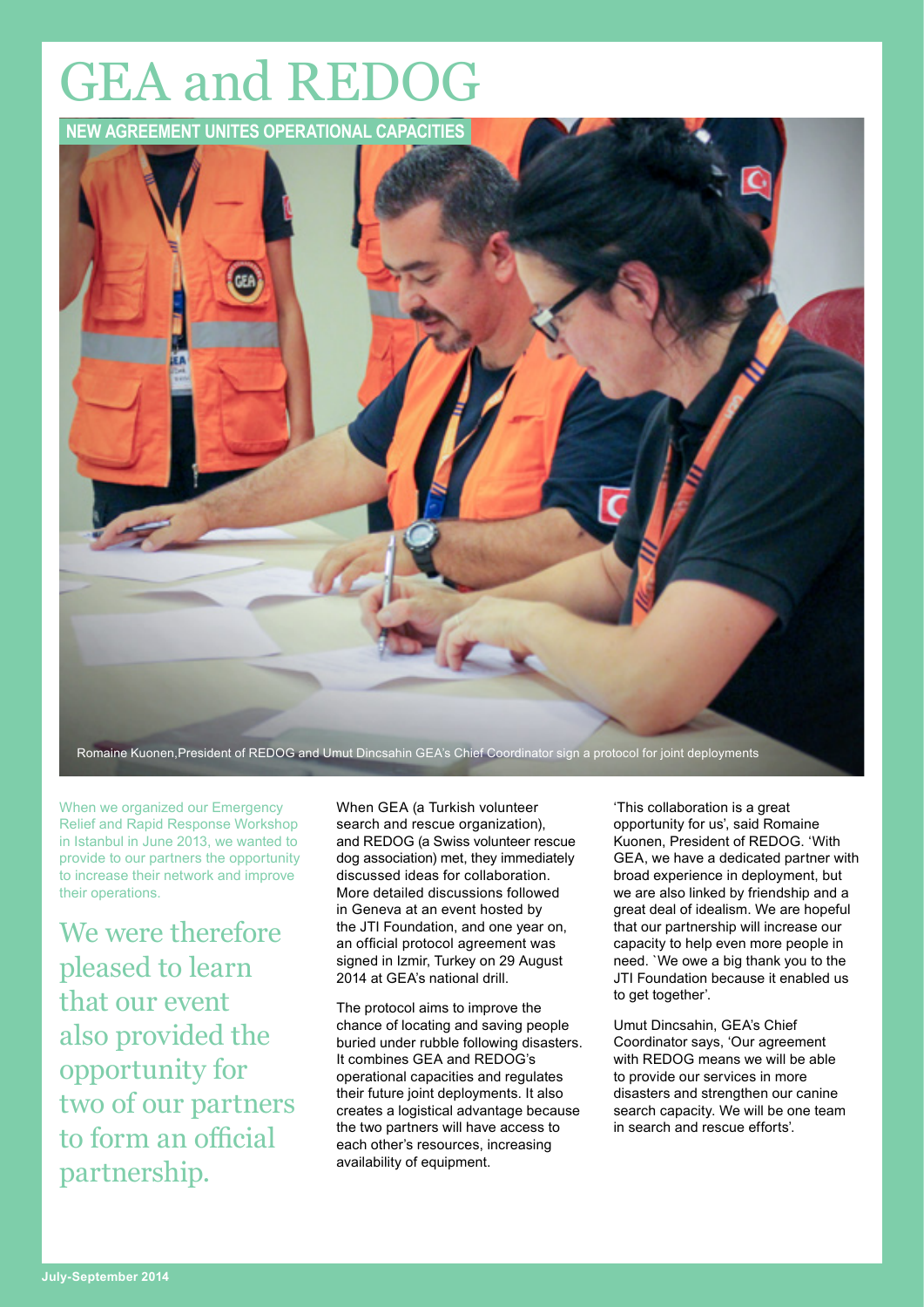# GEA and REDOG

## NEW AGREEMENT UNITES OPERATIONAL CAPACITIES

Romaine Kuonen,President of REDOG and Umut Dincsahin GEA's Chief Coordinator sign a protocol for joint deployments

When we organized our Emergency Relief and Rapid Response Workshop in Istanbul in June 2013, we wanted to provide to our partners the opportunity to increase their network and improve their operations.

We were therefore pleased to learn that our event also provided the opportunity for two of our partners to form an official partnership.

When GEA (a Turkish volunteer search and rescue organization), and REDOG (a Swiss volunteer rescue dog association) met, they immediately discussed ideas for collaboration. More detailed discussions followed in Geneva at an event hosted by the JTI Foundation, and one year on, an official protocol agreement was signed in Izmir, Turkey on 29 August 2014 at GEA's national drill.

The protocol aims to improve the chance of locating and saving people buried under rubble following disasters. It combines GEA and REDOG's operational capacities and regulates their future joint deployments. It also creates a logistical advantage because the two partners will have access to each other's resources, increasing availability of equipment.

'This collaboration is a great opportunity for us', said Romaine Kuonen, President of REDOG. 'With GEA, we have a dedicated partner with broad experience in deployment, but we are also linked by friendship and a great deal of idealism. We are hopeful that our partnership will increase our capacity to help even more people in need. `We owe a big thank you to the JTI Foundation because it enabled us to get together'.

Umut Dincsahin, GEA's Chief Coordinator says, 'Our agreement with REDOG means we will be able to provide our services in more disasters and strengthen our canine search capacity. We will be one team in search and rescue efforts'.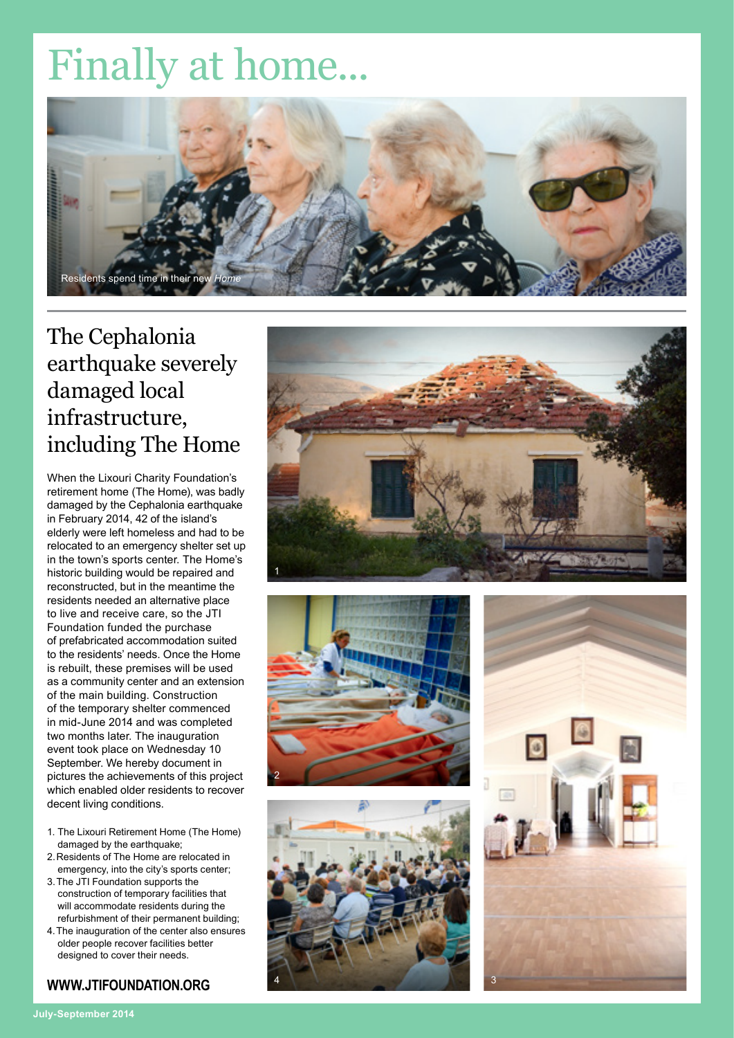# Finally at home...

Residents spend time in their new *Home*

## The Cephalonia earthquake severely damaged local infrastructure, including The Home

When the Lixouri Charity Foundation's retirement home (The Home), was badly damaged by the Cephalonia earthquake in February 2014, 42 of the island's elderly were left homeless and had to be relocated to an emergency shelter set up in the town's sports center. The Home's historic building would be repaired and reconstructed, but in the meantime the residents needed an alternative place to live and receive care, so the JTI Foundation funded the purchase of prefabricated accommodation suited to the residents' needs. Once the Home is rebuilt, these premises will be used as a community center and an extension of the main building. Construction of the temporary shelter commenced in mid-June 2014 and was completed two months later. The inauguration event took place on Wednesday 10 September. We hereby document in pictures the achievements of this project which enabled older residents to recover decent living conditions.

1. The Lixouri Retirement Home (The Home) damaged by the earthquake;
2. Residents of The Home are relocated in emergency, into the city's sports center;
3. The JTI Foundation supports the construction of temporary facilities that will accommodate residents during the refurbishment of their permanent building;
4. The inauguration of the center also ensures older people recover facilities better designed to cover their needs.

**WWW.JTIFOUNDATION.ORG**

1

2

4

3